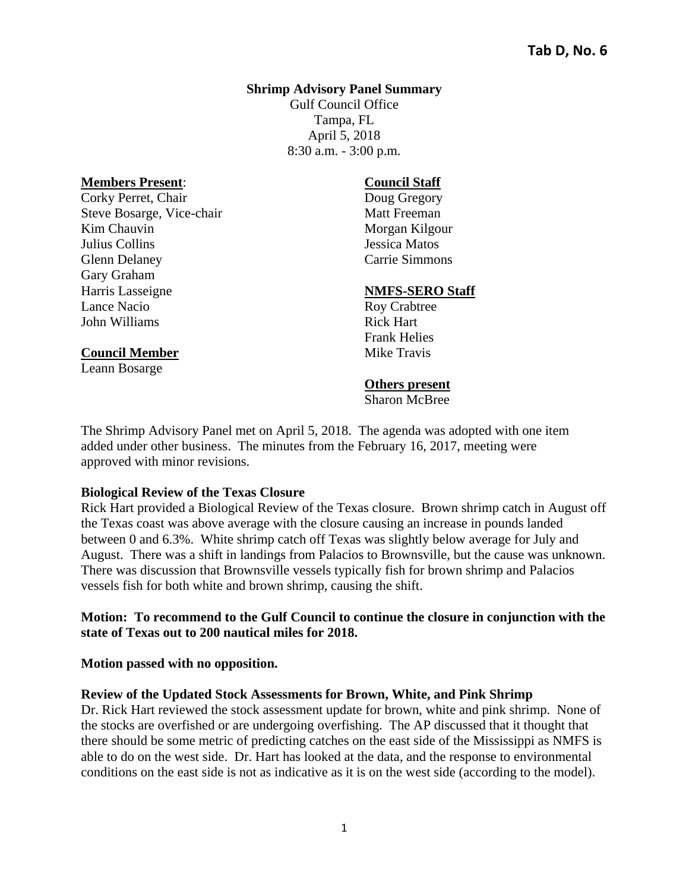**Tab D, No. 6**

**Shrimp Advisory Panel Summary**
Gulf Council Office
Tampa, FL
April 5, 2018
8:30 a.m. - 3:00 p.m.

**Members Present**:
Corky Perret, Chair
Steve Bosarge, Vice-chair
Kim Chauvin
Julius Collins
Glenn Delaney
Gary Graham
Harris Lasseigne
Lance Nacio
John Williams

**Council Member**
Leann Bosarge

**Council Staff**
Doug Gregory
Matt Freeman
Morgan Kilgour
Jessica Matos
Carrie Simmons

**NMFS-SERO Staff**
Roy Crabtree
Rick Hart
Frank Helies
Mike Travis

**Others present**
Sharon McBree

The Shrimp Advisory Panel met on April 5, 2018. The agenda was adopted with one item added under other business. The minutes from the February 16, 2017, meeting were approved with minor revisions.

**Biological Review of the Texas Closure**
Rick Hart provided a Biological Review of the Texas closure. Brown shrimp catch in August off the Texas coast was above average with the closure causing an increase in pounds landed between 0 and 6.3%. White shrimp catch off Texas was slightly below average for July and August. There was a shift in landings from Palacios to Brownsville, but the cause was unknown. There was discussion that Brownsville vessels typically fish for brown shrimp and Palacios vessels fish for both white and brown shrimp, causing the shift.

**Motion: To recommend to the Gulf Council to continue the closure in conjunction with the state of Texas out to 200 nautical miles for 2018.**

**Motion passed with no opposition.**

**Review of the Updated Stock Assessments for Brown, White, and Pink Shrimp**
Dr. Rick Hart reviewed the stock assessment update for brown, white and pink shrimp. None of the stocks are overfished or are undergoing overfishing. The AP discussed that it thought that there should be some metric of predicting catches on the east side of the Mississippi as NMFS is able to do on the west side. Dr. Hart has looked at the data, and the response to environmental conditions on the east side is not as indicative as it is on the west side (according to the model).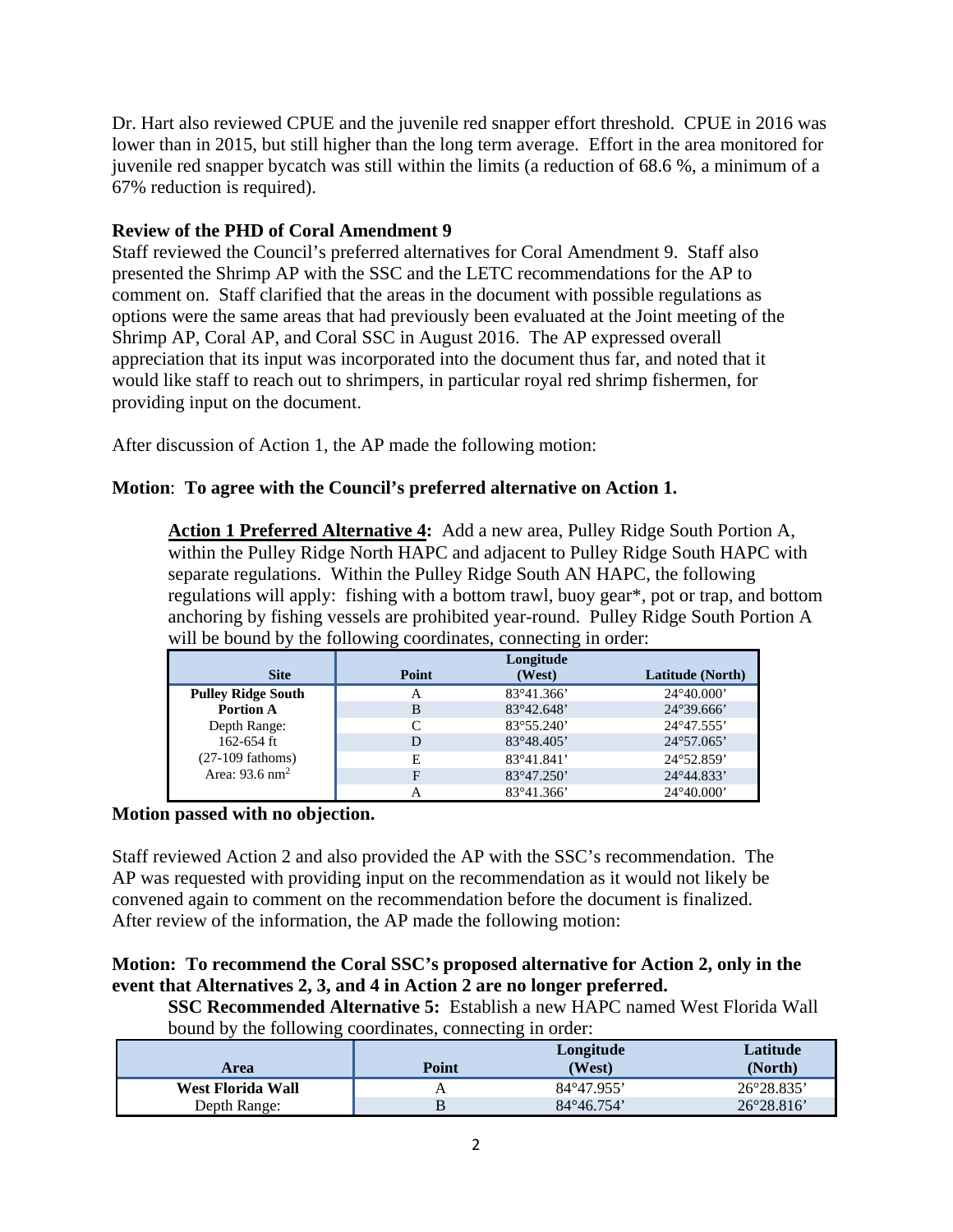Dr. Hart also reviewed CPUE and the juvenile red snapper effort threshold. CPUE in 2016 was lower than in 2015, but still higher than the long term average. Effort in the area monitored for juvenile red snapper bycatch was still within the limits (a reduction of 68.6 %, a minimum of a 67% reduction is required).

**Review of the PHD of Coral Amendment 9**

Staff reviewed the Council's preferred alternatives for Coral Amendment 9. Staff also presented the Shrimp AP with the SSC and the LETC recommendations for the AP to comment on. Staff clarified that the areas in the document with possible regulations as options were the same areas that had previously been evaluated at the Joint meeting of the Shrimp AP, Coral AP, and Coral SSC in August 2016. The AP expressed overall appreciation that its input was incorporated into the document thus far, and noted that it would like staff to reach out to shrimpers, in particular royal red shrimp fishermen, for providing input on the document.

After discussion of Action 1, the AP made the following motion:

**Motion**: **To agree with the Council's preferred alternative on Action 1.**

> **<u>Action 1 Preferred Alternative 4</u>:** Add a new area, Pulley Ridge South Portion A, within the Pulley Ridge North HAPC and adjacent to Pulley Ridge South HAPC with separate regulations. Within the Pulley Ridge South AN HAPC, the following regulations will apply: fishing with a bottom trawl, buoy gear*, pot or trap, and bottom anchoring by fishing vessels are prohibited year-round. Pulley Ridge South Portion A will be bound by the following coordinates, connecting in order:

| Site | Point | Longitude (West) | Latitude (North) |
|---|---|---|---|
| **Pulley Ridge South Portion A** | A | 83°41.366' | 24°40.000' |
| Depth Range: | B | 83°42.648' | 24°39.666' |
| 162-654 ft | C | 83°55.240' | 24°47.555' |
| (27-109 fathoms) | D | 83°48.405' | 24°57.065' |
| Area: 93.6 $nm^2$ | E | 83°41.841' | 24°52.859' |
| | F | 83°47.250' | 24°44.833' |
| | A | 83°41.366' | 24°40.000' |

**Motion passed with no objection.**

Staff reviewed Action 2 and also provided the AP with the SSC's recommendation. The AP was requested with providing input on the recommendation as it would not likely be convened again to comment on the recommendation before the document is finalized. After review of the information, the AP made the following motion:

**Motion: To recommend the Coral SSC's proposed alternative for Action 2, only in the event that Alternatives 2, 3, and 4 in Action 2 are no longer preferred.**

> **SSC Recommended Alternative 5:** Establish a new HAPC named West Florida Wall bound by the following coordinates, connecting in order:

| Area | Point | Longitude (West) | Latitude (North) |
|---|---|---|---|
| **West Florida Wall** | A | 84°47.955' | 26°28.835' |
| Depth Range: | B | 84°46.754' | 26°28.816' |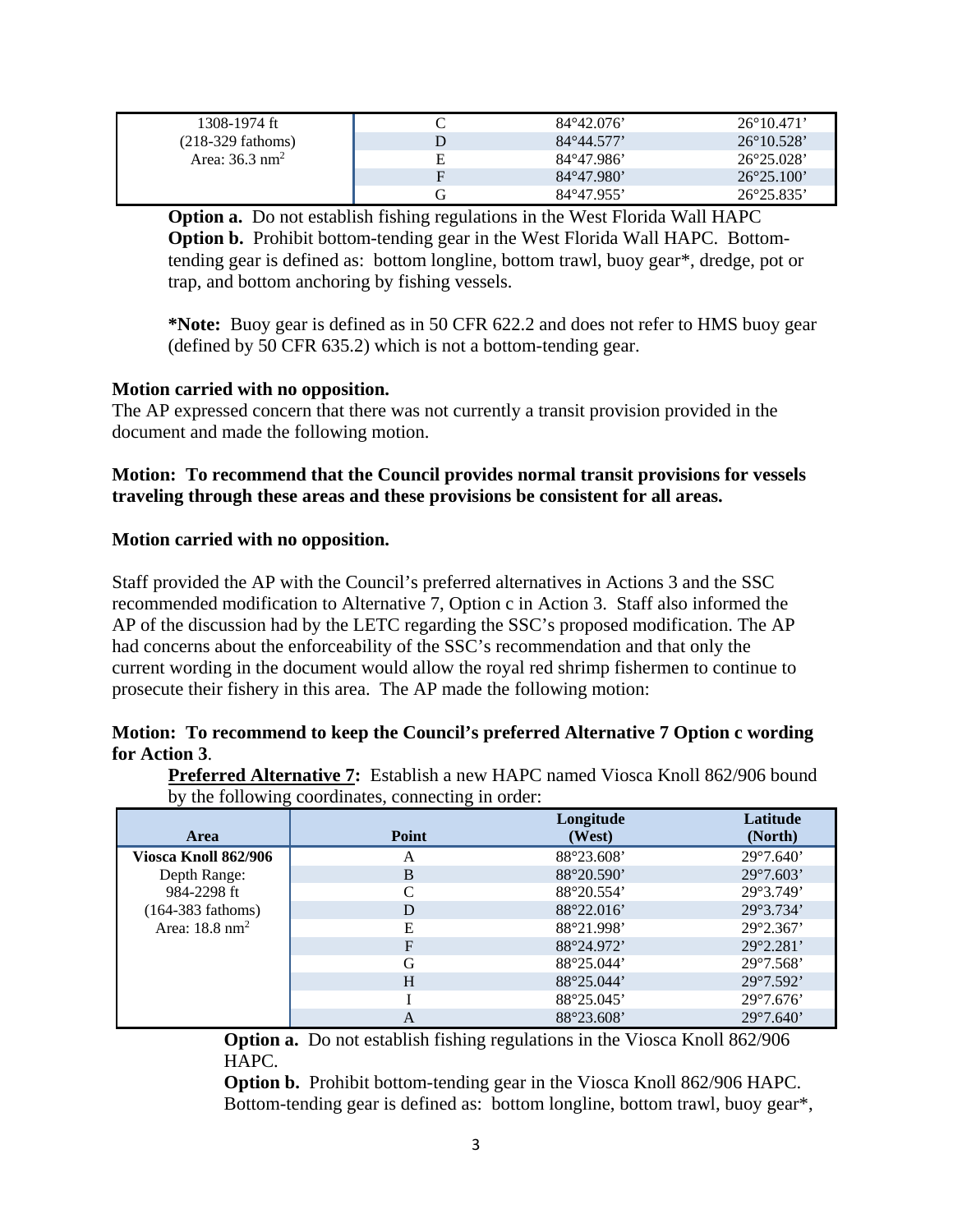| | | | |
|---|---|---|---|
| 1308-1974 ft (218-329 fathoms) Area: 36.3 nm$^2$ | C | 84°42.076' | 26°10.471' |
| | D | 84°44.577' | 26°10.528' |
| | E | 84°47.986' | 26°25.028' |
| | F | 84°47.980' | 26°25.100' |
| | G | 84°47.955' | 26°25.835' |

**Option a.** Do not establish fishing regulations in the West Florida Wall HAPC
**Option b.** Prohibit bottom-tending gear in the West Florida Wall HAPC. Bottom-tending gear is defined as: bottom longline, bottom trawl, buoy gear*, dredge, pot or trap, and bottom anchoring by fishing vessels.

***Note:** Buoy gear is defined as in 50 CFR 622.2 and does not refer to HMS buoy gear (defined by 50 CFR 635.2) which is not a bottom-tending gear.

**Motion carried with no opposition.**

The AP expressed concern that there was not currently a transit provision provided in the document and made the following motion.

**Motion: To recommend that the Council provides normal transit provisions for vessels traveling through these areas and these provisions be consistent for all areas.**

**Motion carried with no opposition.**

Staff provided the AP with the Council's preferred alternatives in Actions 3 and the SSC recommended modification to Alternative 7, Option c in Action 3. Staff also informed the AP of the discussion had by the LETC regarding the SSC's proposed modification. The AP had concerns about the enforceability of the SSC's recommendation and that only the current wording in the document would allow the royal red shrimp fishermen to continue to prosecute their fishery in this area. The AP made the following motion:

**Motion: To recommend to keep the Council's preferred Alternative 7 Option c wording for Action 3**.

**Preferred Alternative 7:** Establish a new HAPC named Viosca Knoll 862/906 bound by the following coordinates, connecting in order:

| Area | Point | Longitude (West) | Latitude (North) |
|---|---|---|---|
| **Viosca Knoll 862/906** | A | 88°23.608' | 29°7.640' |
| Depth Range: | B | 88°20.590' | 29°7.603' |
| 984-2298 ft | C | 88°20.554' | 29°3.749' |
| (164-383 fathoms) | D | 88°22.016' | 29°3.734' |
| Area: 18.8 nm$^2$ | E | 88°21.998' | 29°2.367' |
| | F | 88°24.972' | 29°2.281' |
| | G | 88°25.044' | 29°7.568' |
| | H | 88°25.044' | 29°7.592' |
| | I | 88°25.045' | 29°7.676' |
| | A | 88°23.608' | 29°7.640' |

**Option a.** Do not establish fishing regulations in the Viosca Knoll 862/906 HAPC.
**Option b.** Prohibit bottom-tending gear in the Viosca Knoll 862/906 HAPC. Bottom-tending gear is defined as: bottom longline, bottom trawl, buoy gear*,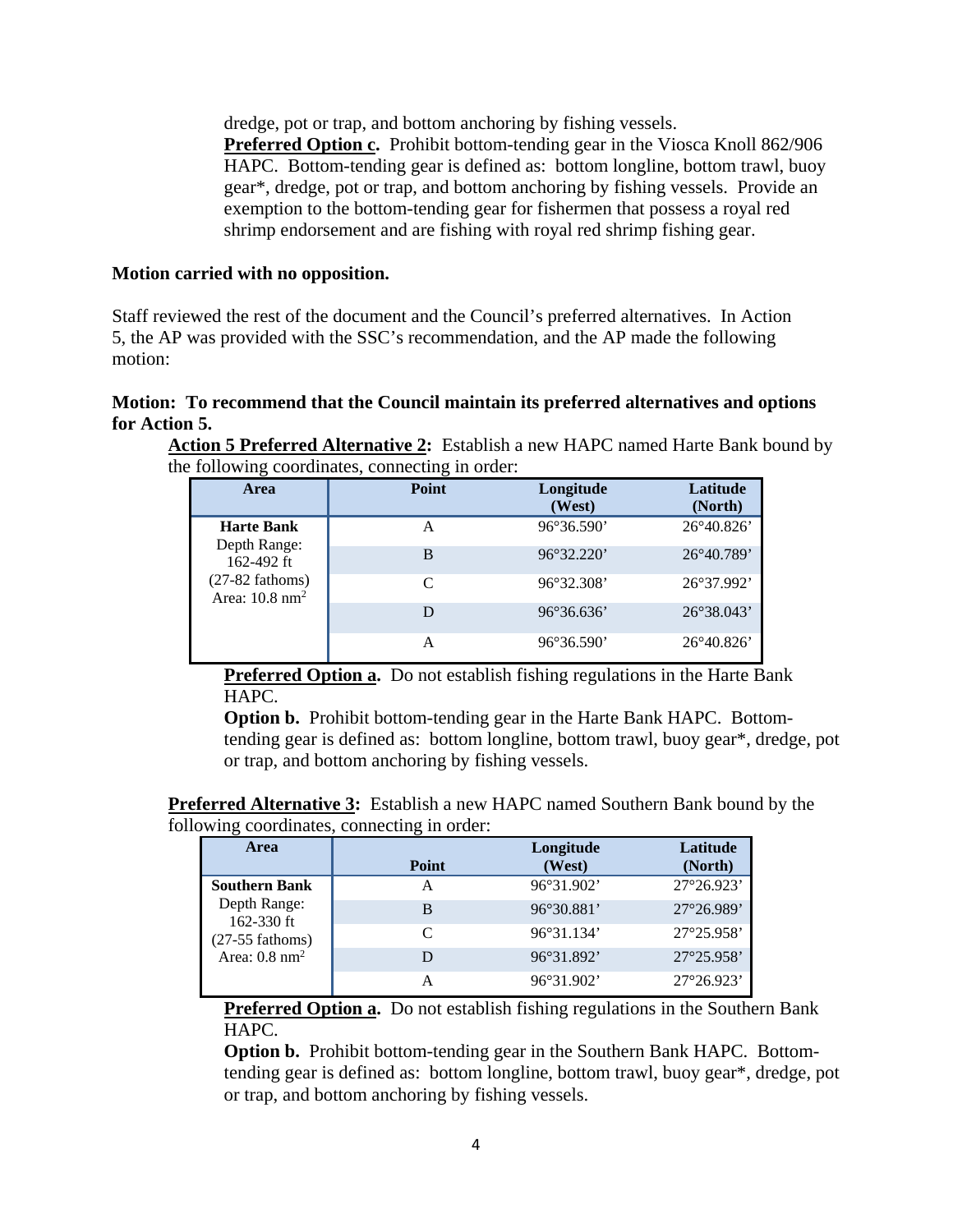dredge, pot or trap, and bottom anchoring by fishing vessels.

**Preferred Option c.** Prohibit bottom-tending gear in the Viosca Knoll 862/906 HAPC. Bottom-tending gear is defined as: bottom longline, bottom trawl, buoy gear*, dredge, pot or trap, and bottom anchoring by fishing vessels. Provide an exemption to the bottom-tending gear for fishermen that possess a royal red shrimp endorsement and are fishing with royal red shrimp fishing gear.

**Motion carried with no opposition.**

Staff reviewed the rest of the document and the Council's preferred alternatives. In Action 5, the AP was provided with the SSC's recommendation, and the AP made the following motion:

**Motion: To recommend that the Council maintain its preferred alternatives and options for Action 5.**

**Action 5 Preferred Alternative 2:** Establish a new HAPC named Harte Bank bound by the following coordinates, connecting in order:

| Area | Point | Longitude (West) | Latitude (North) |
|---|---|---|---|
| **Harte Bank** Depth Range: 162-492 ft (27-82 fathoms) Area: 10.8 $nm^2$ | A | 96°36.590' | 26°40.826' |
| | B | 96°32.220' | 26°40.789' |
| | C | 96°32.308' | 26°37.992' |
| | D | 96°36.636' | 26°38.043' |
| | A | 96°36.590' | 26°40.826' |

**Preferred Option a.** Do not establish fishing regulations in the Harte Bank HAPC.

**Option b.** Prohibit bottom-tending gear in the Harte Bank HAPC. Bottom-tending gear is defined as: bottom longline, bottom trawl, buoy gear*, dredge, pot or trap, and bottom anchoring by fishing vessels.

**Preferred Alternative 3:** Establish a new HAPC named Southern Bank bound by the following coordinates, connecting in order:

| Area | Point | Longitude (West) | Latitude (North) |
|---|---|---|---|
| **Southern Bank** Depth Range: 162-330 ft (27-55 fathoms) Area: 0.8 $nm^2$ | A | 96°31.902' | 27°26.923' |
| | B | 96°30.881' | 27°26.989' |
| | C | 96°31.134' | 27°25.958' |
| | D | 96°31.892' | 27°25.958' |
| | A | 96°31.902' | 27°26.923' |

**Preferred Option a.** Do not establish fishing regulations in the Southern Bank HAPC.

**Option b.** Prohibit bottom-tending gear in the Southern Bank HAPC. Bottom-tending gear is defined as: bottom longline, bottom trawl, buoy gear*, dredge, pot or trap, and bottom anchoring by fishing vessels.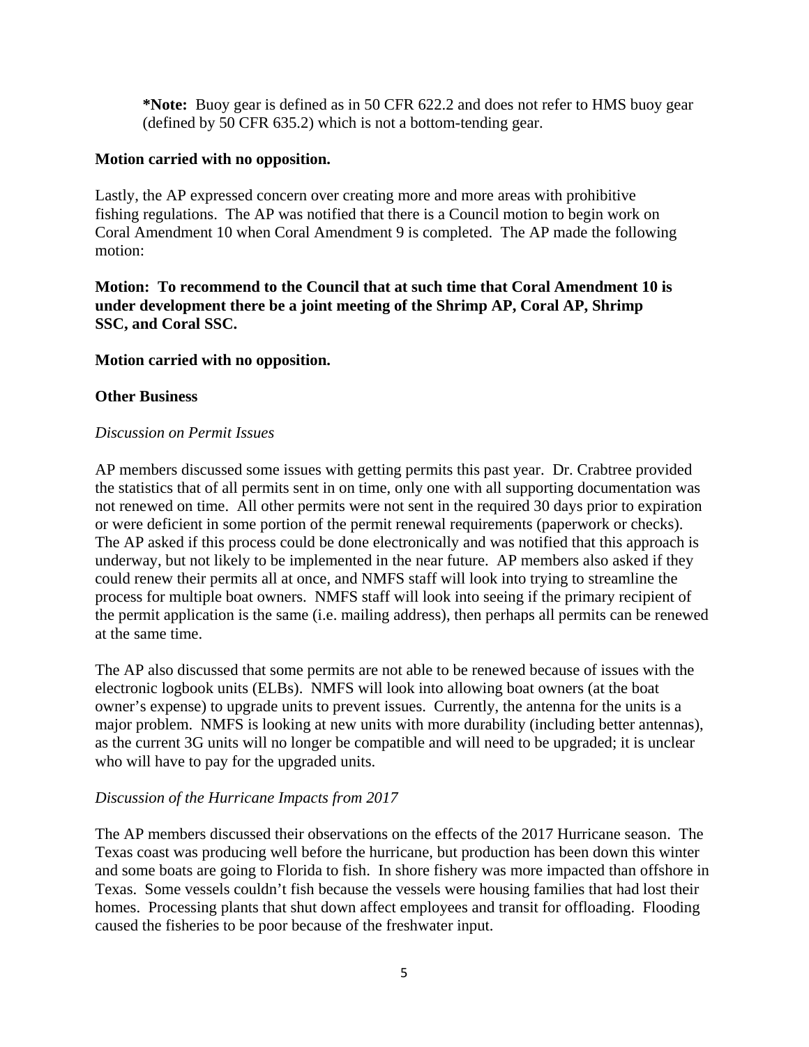**\*Note:** Buoy gear is defined as in 50 CFR 622.2 and does not refer to HMS buoy gear (defined by 50 CFR 635.2) which is not a bottom-tending gear.

**Motion carried with no opposition.**

Lastly, the AP expressed concern over creating more and more areas with prohibitive fishing regulations. The AP was notified that there is a Council motion to begin work on Coral Amendment 10 when Coral Amendment 9 is completed. The AP made the following motion:

**Motion: To recommend to the Council that at such time that Coral Amendment 10 is under development there be a joint meeting of the Shrimp AP, Coral AP, Shrimp SSC, and Coral SSC.**

**Motion carried with no opposition.**

**Other Business**

*Discussion on Permit Issues*

AP members discussed some issues with getting permits this past year. Dr. Crabtree provided the statistics that of all permits sent in on time, only one with all supporting documentation was not renewed on time. All other permits were not sent in the required 30 days prior to expiration or were deficient in some portion of the permit renewal requirements (paperwork or checks). The AP asked if this process could be done electronically and was notified that this approach is underway, but not likely to be implemented in the near future. AP members also asked if they could renew their permits all at once, and NMFS staff will look into trying to streamline the process for multiple boat owners. NMFS staff will look into seeing if the primary recipient of the permit application is the same (i.e. mailing address), then perhaps all permits can be renewed at the same time.

The AP also discussed that some permits are not able to be renewed because of issues with the electronic logbook units (ELBs). NMFS will look into allowing boat owners (at the boat owner's expense) to upgrade units to prevent issues. Currently, the antenna for the units is a major problem. NMFS is looking at new units with more durability (including better antennas), as the current 3G units will no longer be compatible and will need to be upgraded; it is unclear who will have to pay for the upgraded units.

*Discussion of the Hurricane Impacts from 2017*

The AP members discussed their observations on the effects of the 2017 Hurricane season. The Texas coast was producing well before the hurricane, but production has been down this winter and some boats are going to Florida to fish. In shore fishery was more impacted than offshore in Texas. Some vessels couldn't fish because the vessels were housing families that had lost their homes. Processing plants that shut down affect employees and transit for offloading. Flooding caused the fisheries to be poor because of the freshwater input.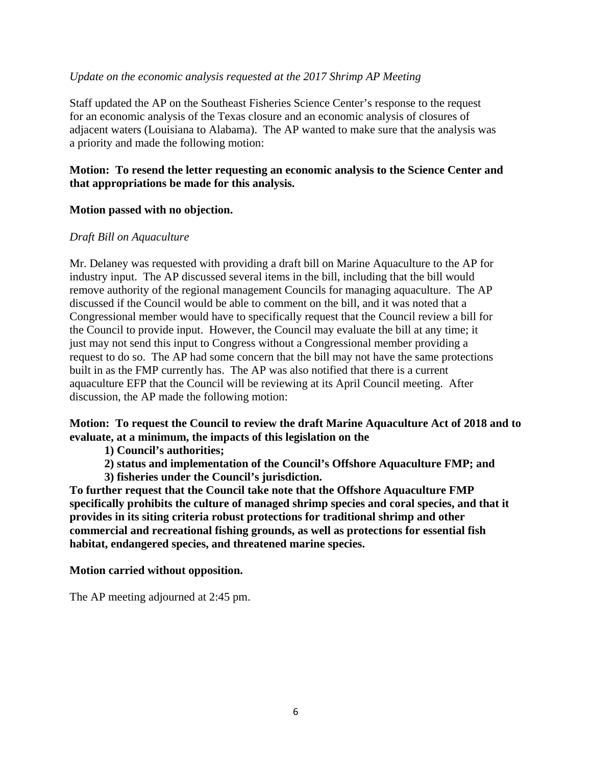*Update on the economic analysis requested at the 2017 Shrimp AP Meeting*

Staff updated the AP on the Southeast Fisheries Science Center's response to the request for an economic analysis of the Texas closure and an economic analysis of closures of adjacent waters (Louisiana to Alabama). The AP wanted to make sure that the analysis was a priority and made the following motion:

**Motion: To resend the letter requesting an economic analysis to the Science Center and that appropriations be made for this analysis.**

**Motion passed with no objection.**

*Draft Bill on Aquaculture*

Mr. Delaney was requested with providing a draft bill on Marine Aquaculture to the AP for industry input. The AP discussed several items in the bill, including that the bill would remove authority of the regional management Councils for managing aquaculture. The AP discussed if the Council would be able to comment on the bill, and it was noted that a Congressional member would have to specifically request that the Council review a bill for the Council to provide input. However, the Council may evaluate the bill at any time; it just may not send this input to Congress without a Congressional member providing a request to do so. The AP had some concern that the bill may not have the same protections built in as the FMP currently has. The AP was also notified that there is a current aquaculture EFP that the Council will be reviewing at its April Council meeting. After discussion, the AP made the following motion:

**Motion: To request the Council to review the draft Marine Aquaculture Act of 2018 and to evaluate, at a minimum, the impacts of this legislation on the**

**1) Council's authorities;**

**2) status and implementation of the Council's Offshore Aquaculture FMP; and**

**3) fisheries under the Council's jurisdiction.**

**To further request that the Council take note that the Offshore Aquaculture FMP specifically prohibits the culture of managed shrimp species and coral species, and that it provides in its siting criteria robust protections for traditional shrimp and other commercial and recreational fishing grounds, as well as protections for essential fish habitat, endangered species, and threatened marine species.**

**Motion carried without opposition.**

The AP meeting adjourned at 2:45 pm.